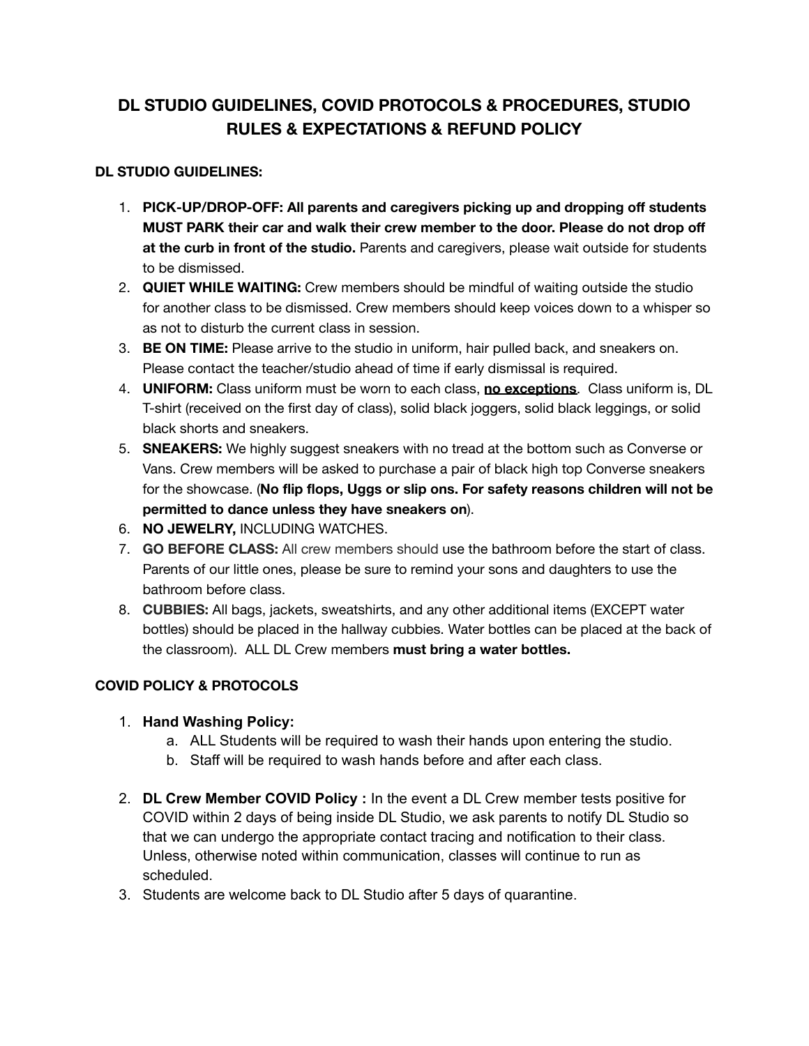# DL STUDIO GUIDELINES, COVID PROTOCOLS & PROCEDURES, STUDIO RULES & EXPECTATIONS & REFUND POLICY

**DL STUDIO GUIDELINES:**

1. **PICK-UP/DROP-OFF: All parents and caregivers picking up and dropping off students MUST PARK their car and walk their crew member to the door. Please do not drop off at the curb in front of the studio.** Parents and caregivers, please wait outside for students to be dismissed.
2. **QUIET WHILE WAITING:** Crew members should be mindful of waiting outside the studio for another class to be dismissed. Crew members should keep voices down to a whisper so as not to disturb the current class in session.
3. **BE ON TIME:** Please arrive to the studio in uniform, hair pulled back, and sneakers on. Please contact the teacher/studio ahead of time if early dismissal is required.
4. **UNIFORM:** Class uniform must be worn to each class, **no exceptions**. Class uniform is, DL T-shirt (received on the first day of class), solid black joggers, solid black leggings, or solid black shorts and sneakers.
5. **SNEAKERS:** We highly suggest sneakers with no tread at the bottom such as Converse or Vans. Crew members will be asked to purchase a pair of black high top Converse sneakers for the showcase. (**No flip flops, Uggs or slip ons. For safety reasons children will not be permitted to dance unless they have sneakers on**).
6. **NO JEWELRY,** INCLUDING WATCHES.
7. **GO BEFORE CLASS:** All crew members should use the bathroom before the start of class. Parents of our little ones, please be sure to remind your sons and daughters to use the bathroom before class.
8. **CUBBIES:** All bags, jackets, sweatshirts, and any other additional items (EXCEPT water bottles) should be placed in the hallway cubbies. Water bottles can be placed at the back of the classroom). ALL DL Crew members **must bring a water bottles.**

**COVID POLICY & PROTOCOLS**

1. **Hand Washing Policy:**
   a. ALL Students will be required to wash their hands upon entering the studio.
   b. Staff will be required to wash hands before and after each class.

2. **DL Crew Member COVID Policy :** In the event a DL Crew member tests positive for COVID within 2 days of being inside DL Studio, we ask parents to notify DL Studio so that we can undergo the appropriate contact tracing and notification to their class. Unless, otherwise noted within communication, classes will continue to run as scheduled.
3. Students are welcome back to DL Studio after 5 days of quarantine.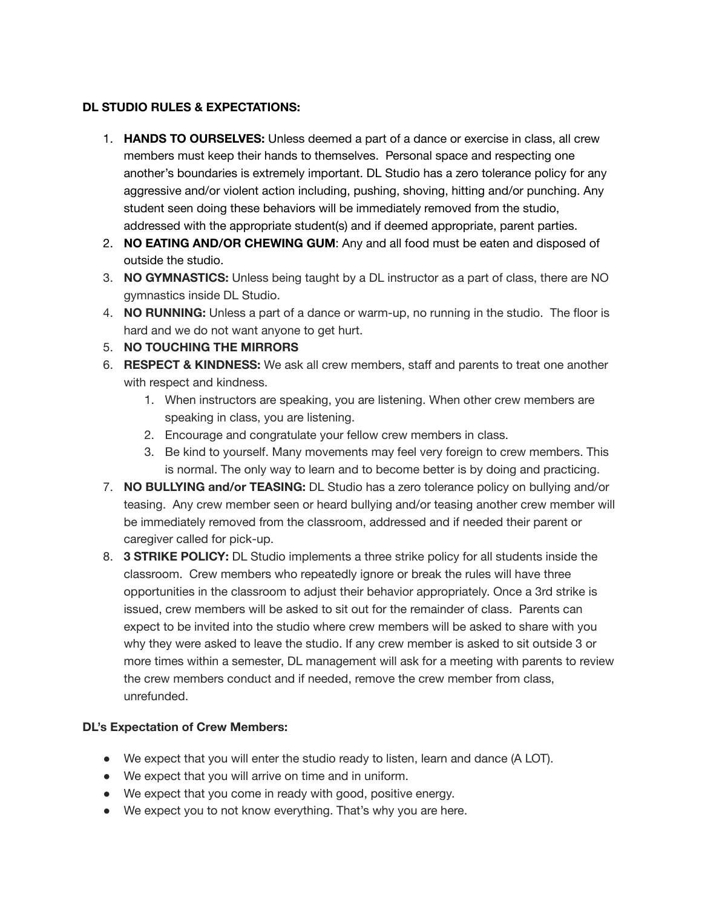**DL STUDIO RULES & EXPECTATIONS:**

1. **HANDS TO OURSELVES:** Unless deemed a part of a dance or exercise in class, all crew members must keep their hands to themselves. Personal space and respecting one another's boundaries is extremely important. DL Studio has a zero tolerance policy for any aggressive and/or violent action including, pushing, shoving, hitting and/or punching. Any student seen doing these behaviors will be immediately removed from the studio, addressed with the appropriate student(s) and if deemed appropriate, parent parties.
2. **NO EATING AND/OR CHEWING GUM**: Any and all food must be eaten and disposed of outside the studio.
3. **NO GYMNASTICS:** Unless being taught by a DL instructor as a part of class, there are NO gymnastics inside DL Studio.
4. **NO RUNNING:** Unless a part of a dance or warm-up, no running in the studio. The floor is hard and we do not want anyone to get hurt.
5. **NO TOUCHING THE MIRRORS**
6. **RESPECT & KINDNESS:** We ask all crew members, staff and parents to treat one another with respect and kindness.
    1. When instructors are speaking, you are listening. When other crew members are speaking in class, you are listening.
    2. Encourage and congratulate your fellow crew members in class.
    3. Be kind to yourself. Many movements may feel very foreign to crew members. This is normal. The only way to learn and to become better is by doing and practicing.
7. **NO BULLYING and/or TEASING:** DL Studio has a zero tolerance policy on bullying and/or teasing. Any crew member seen or heard bullying and/or teasing another crew member will be immediately removed from the classroom, addressed and if needed their parent or caregiver called for pick-up.
8. **3 STRIKE POLICY:** DL Studio implements a three strike policy for all students inside the classroom. Crew members who repeatedly ignore or break the rules will have three opportunities in the classroom to adjust their behavior appropriately. Once a 3rd strike is issued, crew members will be asked to sit out for the remainder of class. Parents can expect to be invited into the studio where crew members will be asked to share with you why they were asked to leave the studio. If any crew member is asked to sit outside 3 or more times within a semester, DL management will ask for a meeting with parents to review the crew members conduct and if needed, remove the crew member from class, unrefunded.

**DL's Expectation of Crew Members:**

- We expect that you will enter the studio ready to listen, learn and dance (A LOT).
- We expect that you will arrive on time and in uniform.
- We expect that you come in ready with good, positive energy.
- We expect you to not know everything. That's why you are here.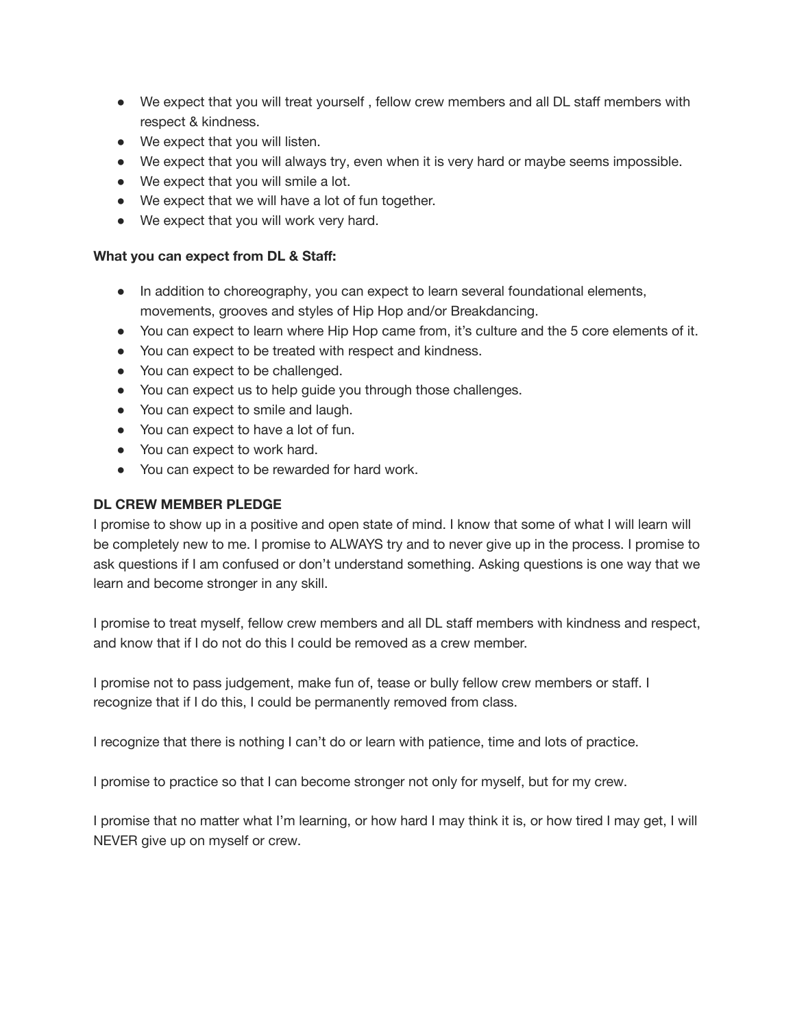- We expect that you will treat yourself , fellow crew members and all DL staff members with respect & kindness.
- We expect that you will listen.
- We expect that you will always try, even when it is very hard or maybe seems impossible.
- We expect that you will smile a lot.
- We expect that we will have a lot of fun together.
- We expect that you will work very hard.

**What you can expect from DL & Staff:**

- In addition to choreography, you can expect to learn several foundational elements, movements, grooves and styles of Hip Hop and/or Breakdancing.
- You can expect to learn where Hip Hop came from, it's culture and the 5 core elements of it.
- You can expect to be treated with respect and kindness.
- You can expect to be challenged.
- You can expect us to help guide you through those challenges.
- You can expect to smile and laugh.
- You can expect to have a lot of fun.
- You can expect to work hard.
- You can expect to be rewarded for hard work.

**DL CREW MEMBER PLEDGE**

I promise to show up in a positive and open state of mind. I know that some of what I will learn will be completely new to me. I promise to ALWAYS try and to never give up in the process. I promise to ask questions if I am confused or don't understand something. Asking questions is one way that we learn and become stronger in any skill.

I promise to treat myself, fellow crew members and all DL staff members with kindness and respect, and know that if I do not do this I could be removed as a crew member.

I promise not to pass judgement, make fun of, tease or bully fellow crew members or staff. I recognize that if I do this, I could be permanently removed from class.

I recognize that there is nothing I can't do or learn with patience, time and lots of practice.

I promise to practice so that I can become stronger not only for myself, but for my crew.

I promise that no matter what I'm learning, or how hard I may think it is, or how tired I may get, I will NEVER give up on myself or crew.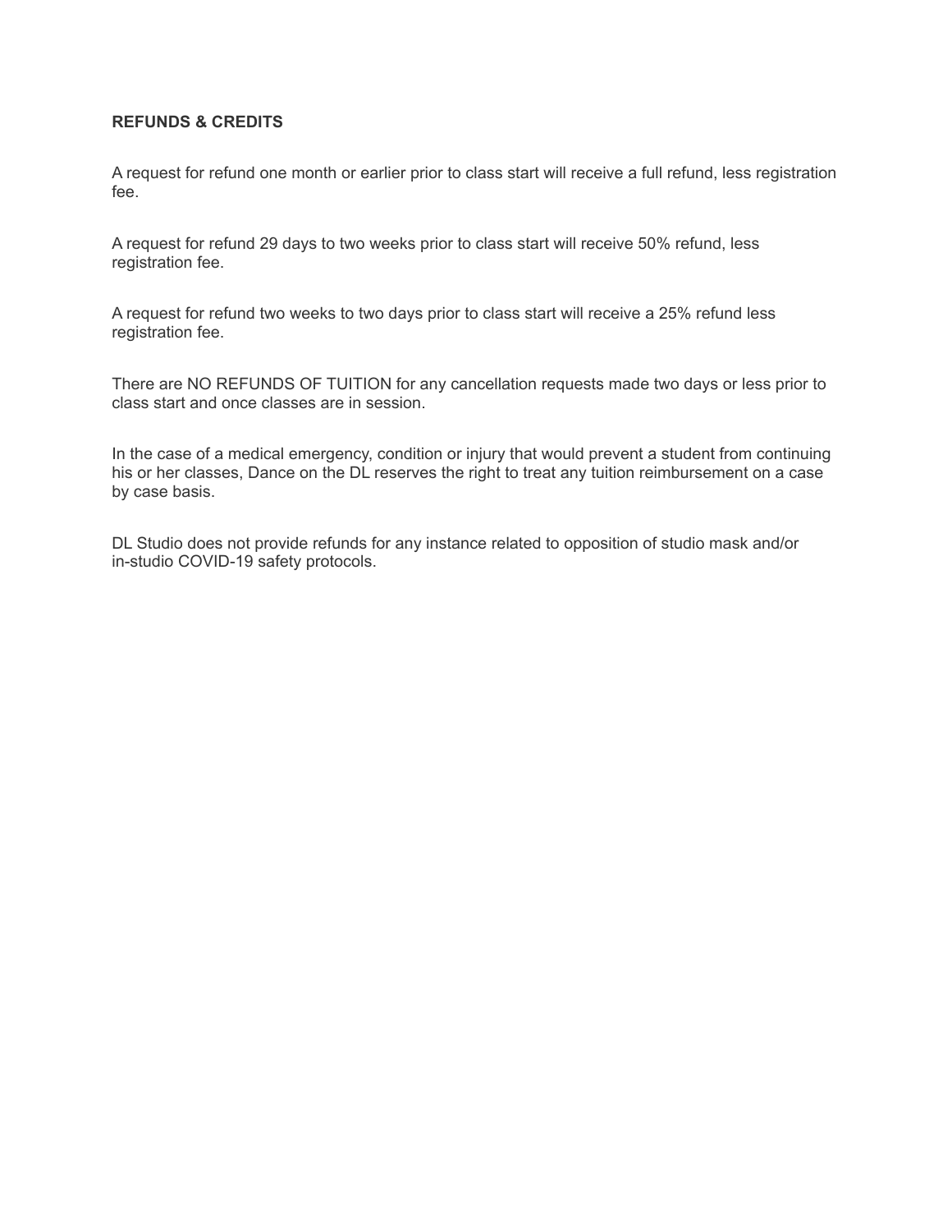**REFUNDS & CREDITS**

A request for refund one month or earlier prior to class start will receive a full refund, less registration fee.

A request for refund 29 days to two weeks prior to class start will receive 50% refund, less registration fee.

A request for refund two weeks to two days prior to class start will receive a 25% refund less registration fee.

There are NO REFUNDS OF TUITION for any cancellation requests made two days or less prior to class start and once classes are in session.

In the case of a medical emergency, condition or injury that would prevent a student from continuing his or her classes, Dance on the DL reserves the right to treat any tuition reimbursement on a case by case basis.

DL Studio does not provide refunds for any instance related to opposition of studio mask and/or in-studio COVID-19 safety protocols.